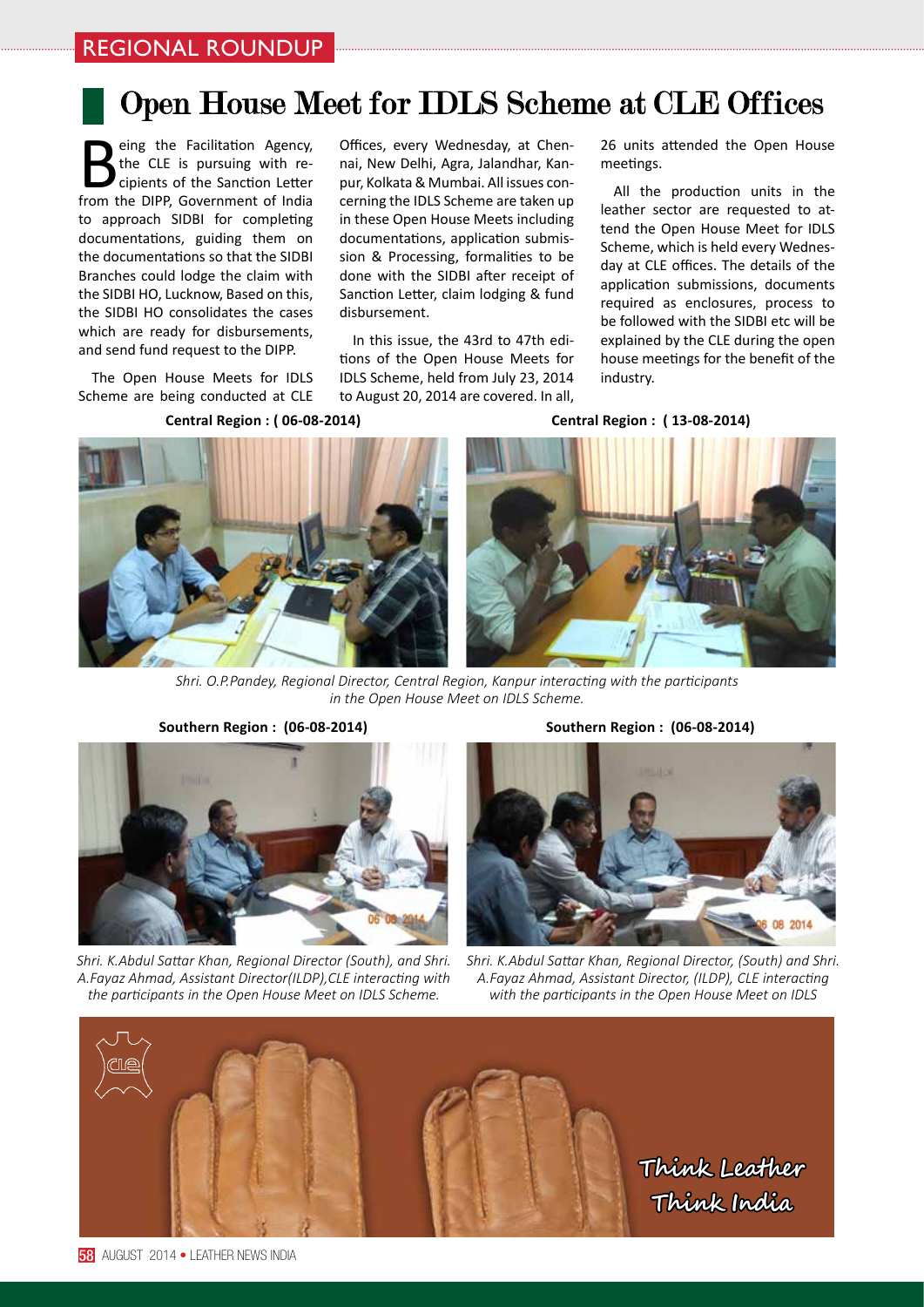# Open House Meet for IDLS Scheme at CLE Offices

Being the Facilitation Agency, the CLE is pursuing with recipients of the Sanction Letter from the DIPP, Government of India to approach SIDBI for completing documentations, guiding them on the documentations so that the SIDBI Branches could lodge the claim with the SIDBI HO, Lucknow, Based on this, the SIDBI HO consolidates the cases which are ready for disbursements, and send fund request to the DIPP.

The Open House Meets for IDLS Scheme are being conducted at CLE Offices, every Wednesday, at Chennai, New Delhi, Agra, Jalandhar, Kanpur, Kolkata & Mumbai. All issues concerning the IDLS Scheme are taken up in these Open House Meets including documentations, application submission & Processing, formalities to be done with the SIDBI after receipt of Sanction Letter, claim lodging & fund disbursement.

In this issue, the 43rd to 47th editions of the Open House Meets for IDLS Scheme, held from July 23, 2014 to August 20, 2014 are covered. In all, 26 units attended the Open House meetings.

All the production units in the leather sector are requested to attend the Open House Meet for IDLS Scheme, which is held every Wednesday at CLE offices. The details of the application submissions, documents required as enclosures, process to be followed with the SIDBI etc will be explained by the CLE during the open house meetings for the benefit of the industry.

**Central Region : ( 06-08-2014)**

**Central Region : ( 13-08-2014)**

*Shri. O.P.Pandey, Regional Director, Central Region, Kanpur interacting with the participants in the Open House Meet on IDLS Scheme.*

**Southern Region : (06-08-2014)**

*Shri. K.Abdul Sattar Khan, Regional Director (South), and Shri. A.Fayaz Ahmad, Assistant Director(ILDP),CLE interacting with the participants in the Open House Meet on IDLS Scheme.*

**Southern Region : (06-08-2014)**

*Shri. K.Abdul Sattar Khan, Regional Director, (South) and Shri. A.Fayaz Ahmad, Assistant Director, (ILDP), CLE interacting with the participants in the Open House Meet on IDLS*

Think Leather
Think India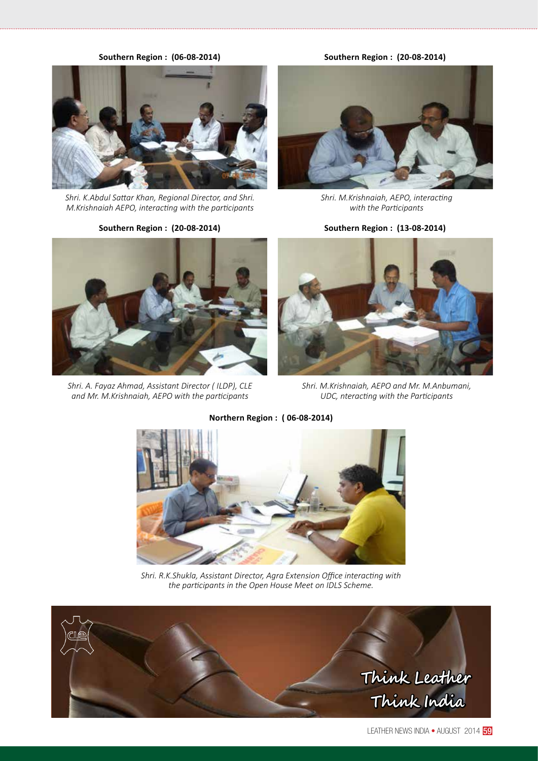**Southern Region : (06-08-2014)**

*Shri. K.Abdul Sattar Khan, Regional Director, and Shri. M.Krishnaiah AEPO, interacting with the participants*

**Southern Region : (20-08-2014)**

*Shri. M.Krishnaiah, AEPO, interacting with the Participants*

**Southern Region : (20-08-2014)**

*Shri. A. Fayaz Ahmad, Assistant Director ( ILDP), CLE and Mr. M.Krishnaiah, AEPO with the participants*

**Southern Region : (13-08-2014)**

*Shri. M.Krishnaiah, AEPO and Mr. M.Anbumani, UDC, nteracting with the Participants*

**Northern Region : ( 06-08-2014)**

*Shri. R.K.Shukla, Assistant Director, Agra Extension Office interacting with the participants in the Open House Meet on IDLS Scheme.*

Think Leather
Think India